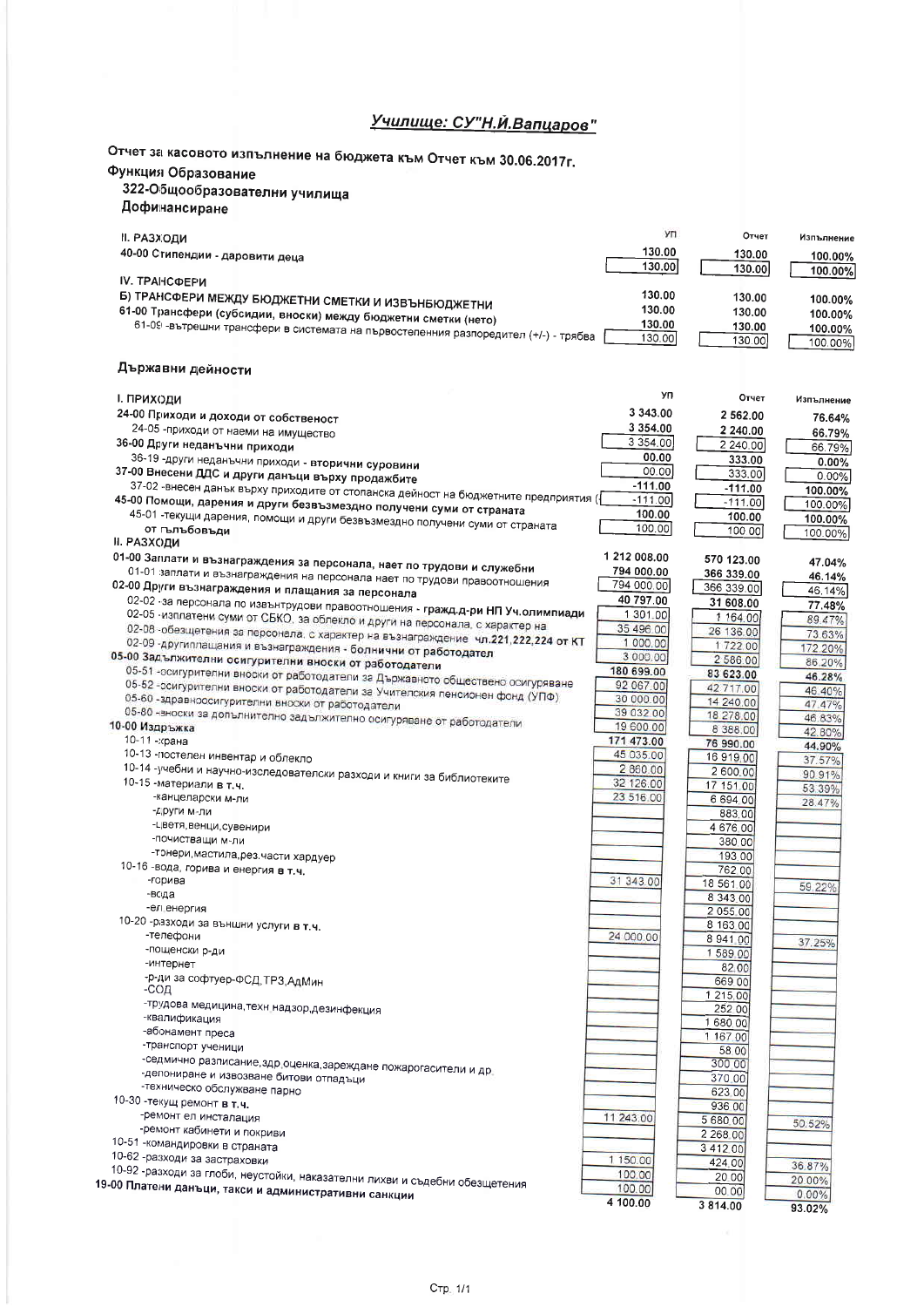## Училище: СУ"Н.Й.Вапцаров"

**Отчет за касовото изпълнение на бюджета към Отчет към 30.06.2017г.**

**Функция Образование**

**322-Общообразователни училища**

**Дофинансиране**

| | УП | Отчет | Изпълнение |
|---|---|---|---|
| **II. РАЗХОДИ** | | | |
| 40-00 Стипендии - даровити деца | 130.00 | 130.00 | 100.00% |
| | 130.00 | 130.00 | 100.00% |
| **IV. ТРАНСФЕРИ** | | | |
| Б) ТРАНСФЕРИ МЕЖДУ БЮДЖЕТНИ СМЕТКИ И ИЗВЪНБЮДЖЕТНИ | 130.00 | 130.00 | 100.00% |
| 61-00 Трансфери (субсидии, вноски) между бюджетни сметки (нето) | 130.00 | 130.00 | 100.00% |
| 61-09 -вътрешни трансфери в системата на първостепенния разпоредител (+/-) - трябва | 130.00 | 130.00 | 100.00% |
| | 130.00 | 130.00 | 100.00% |

**Държавни дейности**

| | УП | Отчет | Изпълнение |
|---|---|---|---|
| **I. ПРИХОДИ** | 3 343.00 | 2 562.00 | 76.64% |
| 24-00 Приходи и доходи от собственост | 3 354.00 | 2 240.00 | 66.79% |
| 24-05 -приходи от наеми на имущество | 3 354.00 | 2 240.00 | 66.79% |
| 36-00 Други неданъчни приходи | 00.00 | 333.00 | 0.00% |
| 36-19 -други неданъчни приходи - вторични суровини | 00.00 | 333.00 | 0.00% |
| 37-00 Внесени ДДС и други данъци върху продажбите | -111.00 | -111.00 | 100.00% |
| 37-02 -внесен данък върху приходите от стопанска дейност на бюджетните предприятия ( | -111.00 | -111.00 | 100.00% |
| 45-00 Помощи, дарения и други безвъзмездно получени суми от страната | 100.00 | 100.00 | 100.00% |
| 45-01 -текущи дарения, помощи и други безвъзмездно получени суми от страната от гъльбовъди | 100.00 | 100.00 | 100.00% |
| **II. РАЗХОДИ** | | | |
| 01-00 Заплати и възнаграждения за персонала, нает по трудови и служебни | 1 212 008.00 | 570 123.00 | 47.04% |
| 01-01 заплати и възнаграждения на персонала нает по трудови правоотношения | 794 000.00 | 366 339.00 | 46.14% |
| 02-00 Други възнаграждения и плащания за персонала | 794 000.00 | 366 339.00 | 46.14% |
| | 40 797.00 | 31 608.00 | 77.48% |
| 02-02 -за персонала по извънтрудови правоотношения - гражд.д-ри НП Уч.олимпиади | 1 301.00 | 1 164.00 | 89.47% |
| 02-05 -изплатени суми от СБКО, за облекло и други на персонала, с характер на | 35 496.00 | 26 136.00 | 73.63% |
| 02-08 -обезщетения за персонала, с характер на възнаграждение чл.221,222,224 от КТ | 1 000.00 | 1 722.00 | 172.20% |
| 02-09 -други плащания и възнаграждения - болнични от работодател | 3 000.00 | 2 586.00 | 86.20% |
| 05-00 Задължителни осигурителни вноски от работодатели | 180 699.00 | 83 623.00 | 46.28% |
| 05-51 -осигурителни вноски от работодатели за Държавното обществено осигуряване | 92 067.00 | 42 717.00 | 46.40% |
| 05-52 -осигурителни вноски от работодатели за Учителския пенсионен фонд (УПФ) | 30 000.00 | 14 240.00 | 47.47% |
| 05-60 -здравноосигурителни вноски от работодатели | 39 032.00 | 18 278.00 | 46.83% |
| 05-80 -вноски за допълнително задължително осигуряване от работодатели | 19 600.00 | 8 388.00 | 42.80% |
| 10-00 Издръжка | 171 473.00 | 76 990.00 | 44.90% |
| 10-11 -храна | 45 035.00 | 16 919.00 | 37.57% |
| 10-13 -постелен инвентар и облекло | 2 860.00 | 2 600.00 | 90.91% |
| 10-14 -учебни и научно-изследователски разходи и книги за библиотеките | 32 126.00 | 17 151.00 | 53.39% |
| 10-15 -материали в т.ч. | 23 516.00 | 6 694.00 | 28.47% |
| -канцеларски м-ли | | 883.00 | |
| -други м-ли | | 4 676.00 | |
| -цветя,венци,сувенири | | 380.00 | |
| -почистващи м-ли | | 193.00 | |
| -тонери,мастила,рез.части хардуер | | 762.00 | |
| 10-16 -вода, горива и енергия в т.ч. | 31 343.00 | 18 561.00 | 59.22% |
| -горива | | 8 343.00 | |
| -вода | | 2 055.00 | |
| -ел.енергия | | 8 163.00 | |
| 10-20 -разходи за външни услуги в т.ч. | 24 000.00 | 8 941.00 | 37.25% |
| -телефони | | 1 589.00 | |
| -пощенски р-ди | | 82.00 | |
| -интернет | | 669.00 | |
| -р-ди за софтуер-ФСД,ТРЗ,АдМин | | 1 215.00 | |
| -СОД | | 252.00 | |
| -трудова медицина,техн.надзор,дезинфекция | | 1 680.00 | |
| -квалификация | | 1 167.00 | |
| -абонамент преса | | 58.00 | |
| -транспорт ученици | | 300.00 | |
| -седмично разписание,здр.оценка,зареждане пожарогасители и др. | | 370.00 | |
| -депониране и извозване битови отпадъци | | 623.00 | |
| -техническо обслужване парно | | 936.00 | |
| 10-30 -текущ ремонт в т.ч. | 11 243.00 | 5 680.00 | 50.52% |
| -ремонт ел.инсталация | | 2 268.00 | |
| -ремонт кабинети и покриви | | 3 412.00 | |
| 10-51 -командировки в страната | 1 150.00 | 424.00 | 36.87% |
| 10-62 -разходи за застраховки | 100.00 | 20.00 | 20.00% |
| 10-92 -разходи за глоби, неустойки, наказателни лихви и съдебни обезщетения | 100.00 | 00.00 | 0.00% |
| 19-00 Платени данъци, такси и административни санкции | 4 100.00 | 3 814.00 | 93.02% |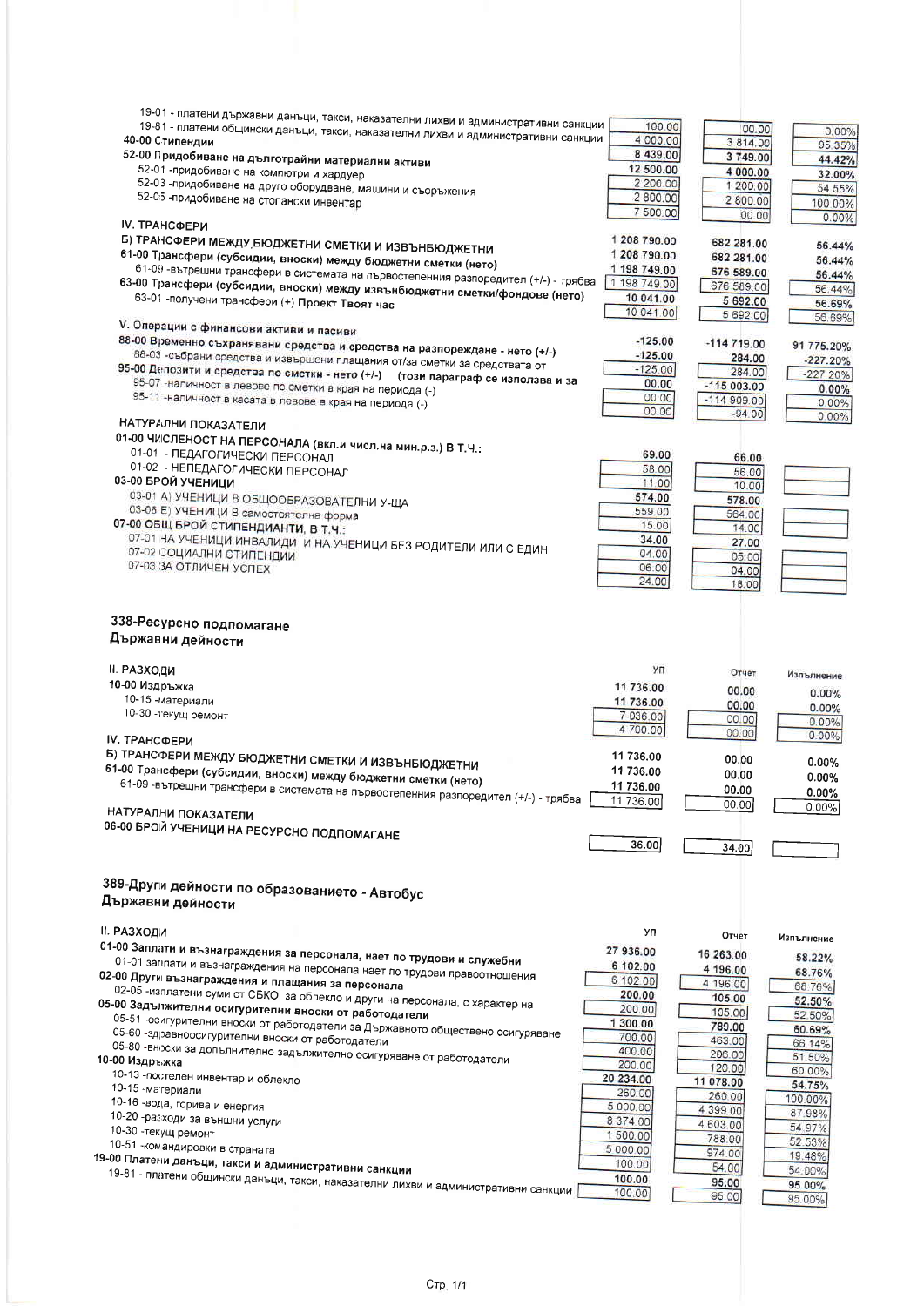| | | | |
|---|---|---|---|
| 19-01 - платени държавни данъци, такси, наказателни лихви и административни санкции | 100.00 | 00.00 | 0.00% |
| 19-81 - платени общински данъци, такси, наказателни лихви и административни санкции | 4 000.00 | 3 814.00 | 95.35% |
| 40-00 Стипендии | 8 439.00 | 3 749.00 | 44.42% |
| 52-00 Придобиване на дълготрайни материални активи | 12 500.00 | 4 000.00 | 32.00% |
| 52-01 -придобиване на компютри и хардуер | 2 200.00 | 1 200.00 | 54.55% |
| 52-03 -придобиване на друго оборудване, машини и съоръжения | 2 800.00 | 2 800.00 | 100.00% |
| 52-05 -придобиване на стопански инвентар | 7 500.00 | 00.00 | 0.00% |
| **IV. ТРАНСФЕРИ** | | | |
| **Б) ТРАНСФЕРИ МЕЖДУ БЮДЖЕТНИ СМЕТКИ И ИЗВЪНБЮДЖЕТНИ** | 1 208 790.00 | 682 281.00 | 56.44% |
| 61-00 Трансфери (субсидии, вноски) между бюджетни сметки (нето) | 1 208 790.00 | 682 281.00 | 56.44% |
| 61-09 -вътрешни трансфери в системата на първостепенния разпоредител (+/-) - трябва | 1 198 749.00 | 676 589.00 | 56.44% |
| 63-00 Трансфери (субсидии, вноски) между извънбюджетни сметки/фондове (нето) | 1 198 749.00 | 676 589.00 | 56.44% |
| 63-01 -получени трансфери (+) Проект Твоят час | 10 041.00 | 5 692.00 | 56.69% |
| | 10 041.00 | 5 692.00 | 56.69% |
| **V. Операции с финансови активи и пасиви** | -125.00 | -114 719.00 | 91 775.20% |
| 88-00 Временно съхранявани средства и средства на разпореждане - нето (+/-) | -125.00 | 284.00 | -227.20% |
| 88-03 -събрани средства и извършени плащания от/за сметки за средствата от | -125.00 | 284.00 | -227.20% |
| 95-00 Депозити и средства по сметки - нето (+/-) (този параграф се използва и за | 00.00 | -115 003.00 | 0.00% |
| 95-07 -наличност в левове по сметки в края на периода (-) | 00.00 | -114 909.00 | 0.00% |
| 95-11 -наличност в касата в левове в края на периода (-) | 00.00 | -94.00 | 0.00% |
| **НАТУРАЛНИ ПОКАЗАТЕЛИ** | | | |
| 01-00 ЧИСЛЕНОСТ НА ПЕРСОНАЛА (вкл.и числ.на мин.р.з.) В Т.Ч.: | 69.00 | 66.00 | |
| 01-01 - ПЕДАГОГИЧЕСКИ ПЕРСОНАЛ | 58.00 | 56.00 | |
| 01-02 - НЕПЕДАГОГИЧЕСКИ ПЕРСОНАЛ | 11.00 | 10.00 | |
| 03-00 БРОЙ УЧЕНИЦИ | 574.00 | 578.00 | |
| 03-01 А) УЧЕНИЦИ В ОБЩООБРАЗОВАТЕЛНИ У-ЩА | 559.00 | 564.00 | |
| 03-06 Е) УЧЕНИЦИ В самостоятелна форма | 15.00 | 14.00 | |
| 07-00 ОБЩ БРОЙ СТИПЕНДИАНТИ, В Т.Ч.: | 34.00 | 27.00 | |
| 07-01 НА УЧЕНИЦИ ИНВАЛИДИ И НА УЧЕНИЦИ БЕЗ РОДИТЕЛИ ИЛИ С ЕДИН | 04.00 | 05.00 | |
| 07-02 СОЦИАЛНИ СТИПЕНДИИ | 06.00 | 04.00 | |
| 07-03 ЗА ОТЛИЧЕН УСПЕХ | 24.00 | 18.00 | |

## 338-Ресурсно подпомагане
## Държавни дейности

| II. РАЗХОДИ | УП | Отчет | Изпълнение |
|---|---|---|---|
| 10-00 Издръжка | 11 736.00 | 00.00 | 0.00% |
| 10-15 -материали | 11 736.00 | 00.00 | 0.00% |
| 10-30 -текущ ремонт | 7 036.00 | 00.00 | 0.00% |
| | 4 700.00 | 00.00 | 0.00% |
| **IV. ТРАНСФЕРИ** | | | |
| **Б) ТРАНСФЕРИ МЕЖДУ БЮДЖЕТНИ СМЕТКИ И ИЗВЪНБЮДЖЕТНИ** | 11 736.00 | 00.00 | 0.00% |
| 61-00 Трансфери (субсидии, вноски) между бюджетни сметки (нето) | 11 736.00 | 00.00 | 0.00% |
| 61-09 -вътрешни трансфери в системата на първостепенния разпоредител (+/-) - трябва | 11 736.00 | 00.00 | 0.00% |
| | 11 736.00 | 00.00 | 0.00% |
| **НАТУРАЛНИ ПОКАЗАТЕЛИ** | | | |
| 06-00 БРОЙ УЧЕНИЦИ НА РЕСУРСНО ПОДПОМАГАНЕ | 36.00 | 34.00 | |

## 389-Други дейности по образованието - Автобус
## Държавни дейности

| II. РАЗХОДИ | УП | Отчет | Изпълнение |
|---|---|---|---|
| 01-00 Заплати и възнаграждения за персонала, нает по трудови и служебни | 27 936.00 | 16 263.00 | 58.22% |
| 01-01 заплати и възнаграждения на персонала нает по трудови правоотношения | 6 102.00 | 4 196.00 | 68.76% |
| 02-00 Други възнаграждения и плащания за персонала | 6 102.00 | 4 196.00 | 68.76% |
| 02-05 -изплатени суми от СБКО, за облекло и други на персонала, с характер на | 200.00 | 105.00 | 52.50% |
| 05-00 Задължителни осигурителни вноски от работодатели | 200.00 | 105.00 | 52.50% |
| 05-51 -осигурителни вноски от работодатели за Държавното обществено осигуряване | 1 300.00 | 789.00 | 60.69% |
| 05-60 -здравноосигурителни вноски от работодатели | 700.00 | 463.00 | 66.14% |
| 05-80 -вноски за допълнително задължително осигуряване от работодатели | 400.00 | 206.00 | 51.50% |
| 10-00 Издръжка | 200.00 | 120.00 | 60.00% |
| 10-13 -постелен инвентар и облекло | 20 234.00 | 11 078.00 | 54.75% |
| 10-15 -материали | 260.00 | 260.00 | 100.00% |
| 10-16 -вода, горива и енергия | 5 000.00 | 4 399.00 | 87.98% |
| 10-20 -разходи за външни услуги | 8 374.00 | 4 603.00 | 54.97% |
| 10-30 -текущ ремонт | 1 500.00 | 788.00 | 52.53% |
| 10-51 -командировки в страната | 5 000.00 | 974.00 | 19.48% |
| 19-00 Платени данъци, такси и административни санкции | 100.00 | 54.00 | 54.00% |
| 19-81 - платени общински данъци, такси, наказателни лихви и административни санкции | 100.00 | 95.00 | 95.00% |
| | 100.00 | 95.00 | 95.00% |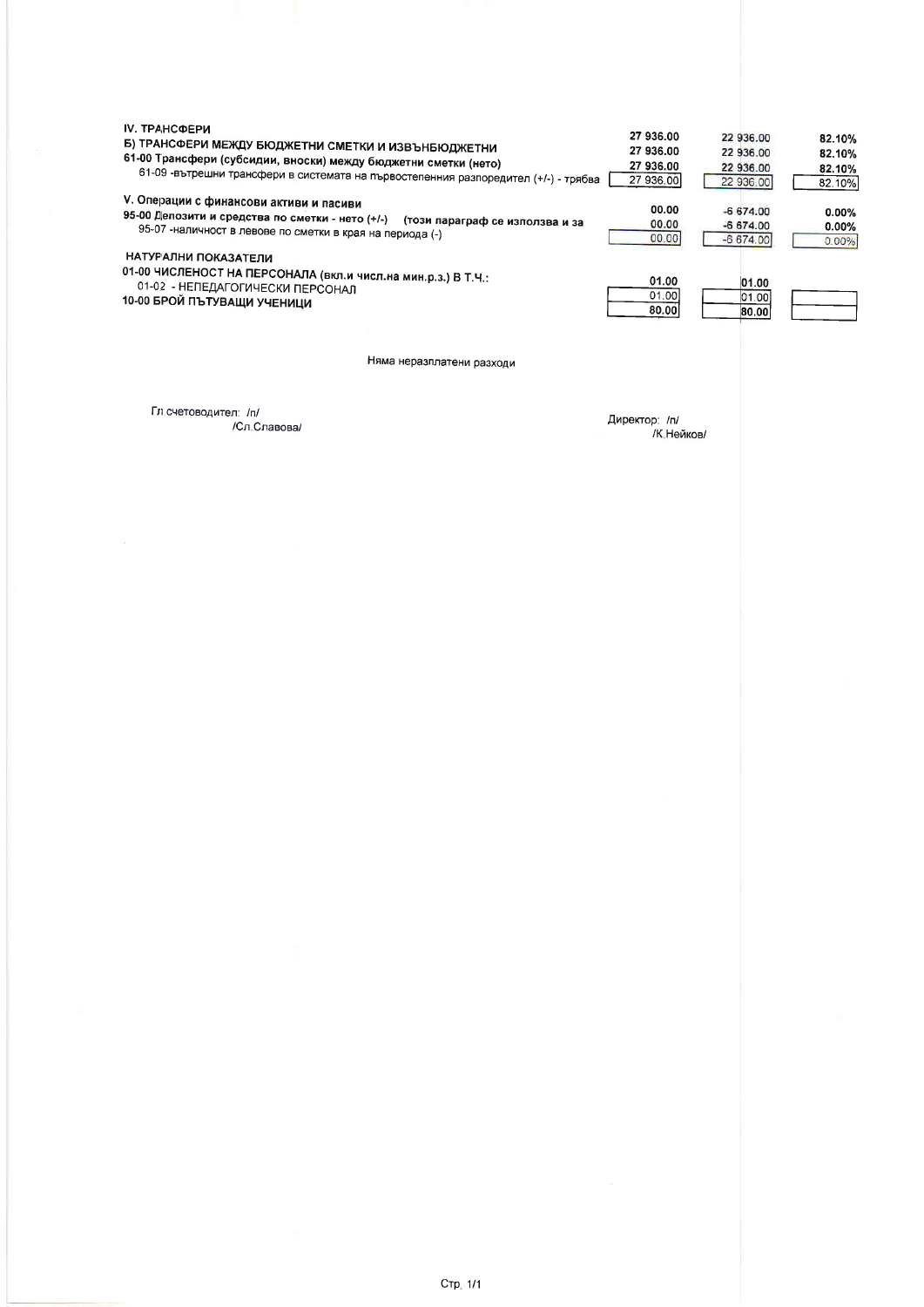| | | | |
|---|---|---|---|
| **IV. ТРАНСФЕРИ** | | | |
| **Б) ТРАНСФЕРИ МЕЖДУ БЮДЖЕТНИ СМЕТКИ И ИЗВЪНБЮДЖЕТНИ** | 27 936.00 | 22 936.00 | 82.10% |
| **61-00 Трансфери (субсидии, вноски) между бюджетни сметки (нето)** | 27 936.00 | 22 936.00 | 82.10% |
| | 27 936.00 | 22 936.00 | 82.10% |
| 61-09 -вътрешни трансфери в системата на първостепенния разпоредител (+/-) - трябва | 27 936.00 | 22 936.00 | 82.10% |
| **V. Операции с финансови активи и пасиви** | 00.00 | -6 674.00 | 0.00% |
| **95-00 Депозити и средства по сметки - нето (+/-) (този параграф се използва и за** | 00.00 | -6 674.00 | 0.00% |
| 95-07 -наличност в левове по сметки в края на периода (-) | 00.00 | -6 674.00 | 0.00% |
| **НАТУРАЛНИ ПОКАЗАТЕЛИ** | | | |
| **01-00 ЧИСЛЕНОСТ НА ПЕРСОНАЛА (вкл.и числ.на мин.р.з.) В Т.Ч.:** | 01.00 | 01.00 | |
| 01-02 - НЕПЕДАГОГИЧЕСКИ ПЕРСОНАЛ | 01.00 | 01.00 | |
| **10-00 БРОЙ ПЪТУВАЩИ УЧЕНИЦИ** | 80.00 | 80.00 | |

Няма неразплатени разходи

Гл.счетоводител: /п/
/Сл.Славова/

Директор: /п/
/К.Нейков/